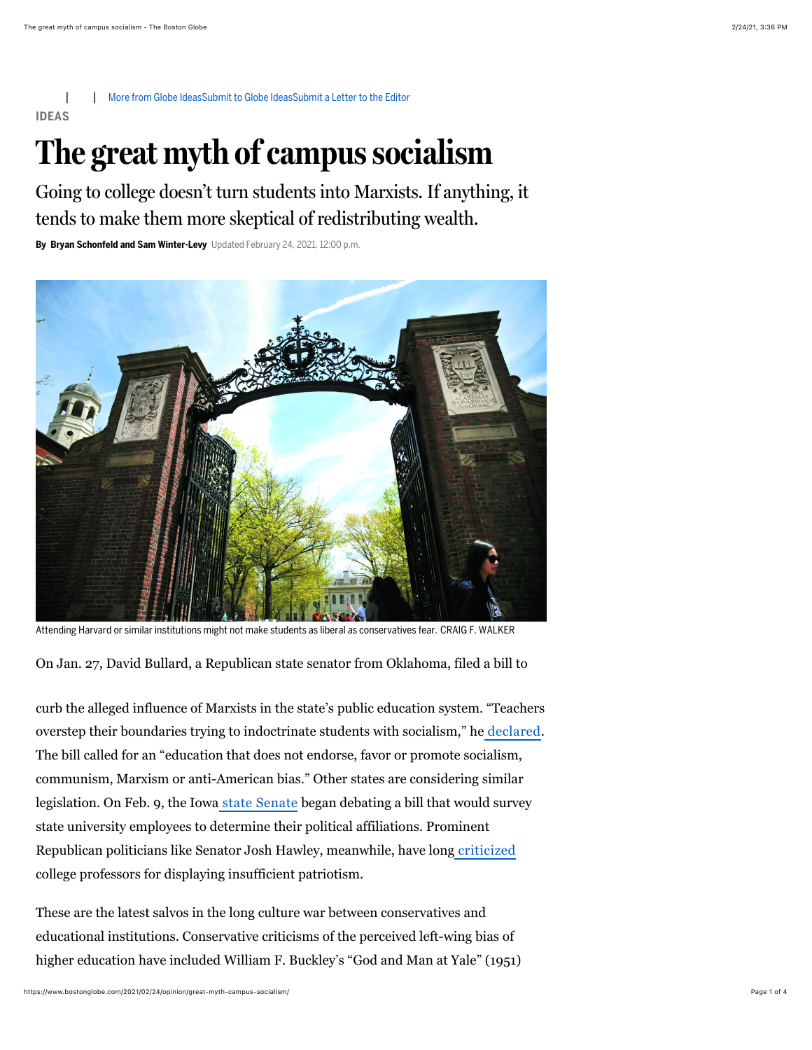| More from Globe IdeasSubmit to Globe IdeasSubmit a Letter to the Editor

IDEAS

# The great myth of campus socialism

## Going to college doesn't turn students into Marxists. If anything, it tends to make them more skeptical of redistributing wealth.

**By Bryan Schonfeld and Sam Winter-Levy** Updated February 24, 2021, 12:00 p.m.

Attending Harvard or similar institutions might not make students as liberal as conservatives fear. CRAIG F. WALKER

On Jan. 27, David Bullard, a Republican state senator from Oklahoma, filed a bill to curb the alleged influence of Marxists in the state's public education system. "Teachers overstep their boundaries trying to indoctrinate students with socialism," he declared. The bill called for an "education that does not endorse, favor or promote socialism, communism, Marxism or anti-American bias." Other states are considering similar legislation. On Feb. 9, the Iowa state Senate began debating a bill that would survey state university employees to determine their political affiliations. Prominent Republican politicians like Senator Josh Hawley, meanwhile, have long criticized college professors for displaying insufficient patriotism.

These are the latest salvos in the long culture war between conservatives and educational institutions. Conservative criticisms of the perceived left-wing bias of higher education have included William F. Buckley's "God and Man at Yale" (1951)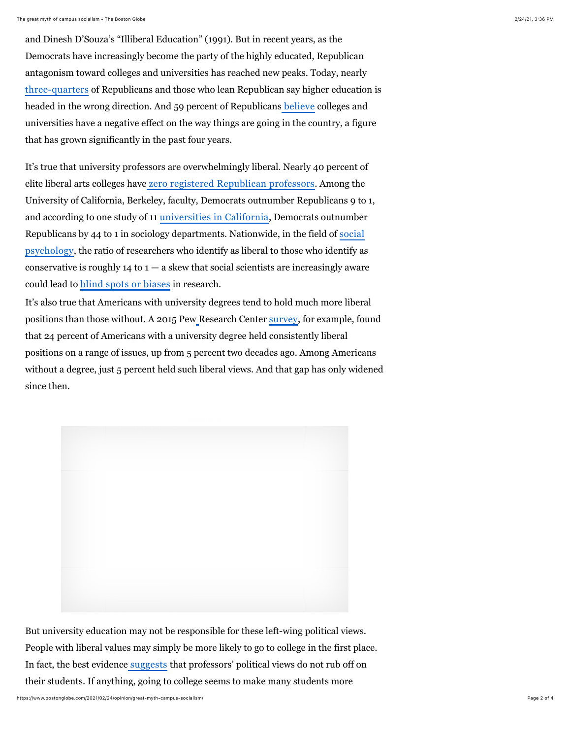and Dinesh D'Souza's "Illiberal Education" (1991). But in recent years, as the Democrats have increasingly become the party of the highly educated, Republican antagonism toward colleges and universities has reached new peaks. Today, nearly three-quarters of Republicans and those who lean Republican say higher education is headed in the wrong direction. And 59 percent of Republicans believe colleges and universities have a negative effect on the way things are going in the country, a figure that has grown significantly in the past four years.

It's true that university professors are overwhelmingly liberal. Nearly 40 percent of elite liberal arts colleges have zero registered Republican professors. Among the University of California, Berkeley, faculty, Democrats outnumber Republicans 9 to 1, and according to one study of 11 universities in California, Democrats outnumber Republicans by 44 to 1 in sociology departments. Nationwide, in the field of social psychology, the ratio of researchers who identify as liberal to those who identify as conservative is roughly 14 to 1 — a skew that social scientists are increasingly aware could lead to blind spots or biases in research.

It's also true that Americans with university degrees tend to hold much more liberal positions than those without. A 2015 Pew Research Center survey, for example, found that 24 percent of Americans with a university degree held consistently liberal positions on a range of issues, up from 5 percent two decades ago. Among Americans without a degree, just 5 percent held such liberal views. And that gap has only widened since then.

But university education may not be responsible for these left-wing political views. People with liberal values may simply be more likely to go to college in the first place. In fact, the best evidence suggests that professors' political views do not rub off on their students. If anything, going to college seems to make many students more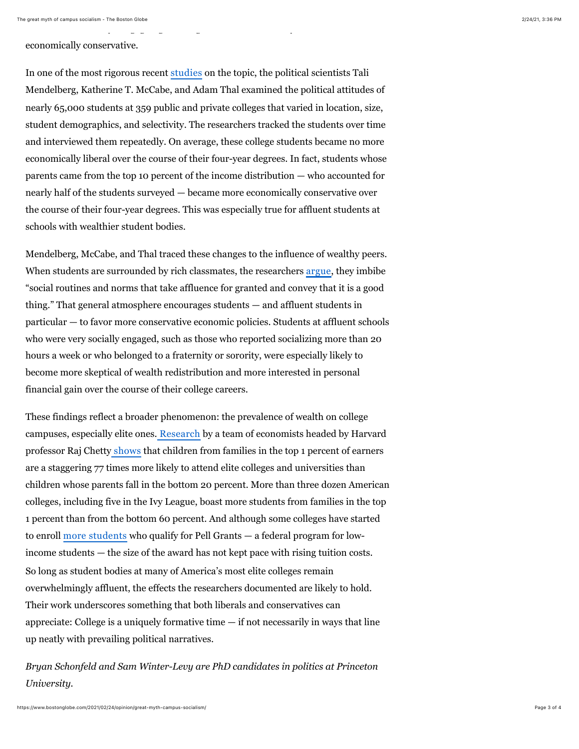economically conservative.

In one of the most rigorous recent studies on the topic, the political scientists Tali Mendelberg, Katherine T. McCabe, and Adam Thal examined the political attitudes of nearly 65,000 students at 359 public and private colleges that varied in location, size, student demographics, and selectivity. The researchers tracked the students over time and interviewed them repeatedly. On average, these college students became no more economically liberal over the course of their four-year degrees. In fact, students whose parents came from the top 10 percent of the income distribution — who accounted for nearly half of the students surveyed — became more economically conservative over the course of their four-year degrees. This was especially true for affluent students at schools with wealthier student bodies.

Mendelberg, McCabe, and Thal traced these changes to the influence of wealthy peers. When students are surrounded by rich classmates, the researchers argue, they imbibe "social routines and norms that take affluence for granted and convey that it is a good thing." That general atmosphere encourages students — and affluent students in particular — to favor more conservative economic policies. Students at affluent schools who were very socially engaged, such as those who reported socializing more than 20 hours a week or who belonged to a fraternity or sorority, were especially likely to become more skeptical of wealth redistribution and more interested in personal financial gain over the course of their college careers.

These findings reflect a broader phenomenon: the prevalence of wealth on college campuses, especially elite ones. Research by a team of economists headed by Harvard professor Raj Chetty shows that children from families in the top 1 percent of earners are a staggering 77 times more likely to attend elite colleges and universities than children whose parents fall in the bottom 20 percent. More than three dozen American colleges, including five in the Ivy League, boast more students from families in the top 1 percent than from the bottom 60 percent. And although some colleges have started to enroll more students who qualify for Pell Grants — a federal program for low-income students — the size of the award has not kept pace with rising tuition costs. So long as student bodies at many of America's most elite colleges remain overwhelmingly affluent, the effects the researchers documented are likely to hold. Their work underscores something that both liberals and conservatives can appreciate: College is a uniquely formative time — if not necessarily in ways that line up neatly with prevailing political narratives.

*Bryan Schonfeld and Sam Winter-Levy are PhD candidates in politics at Princeton University.*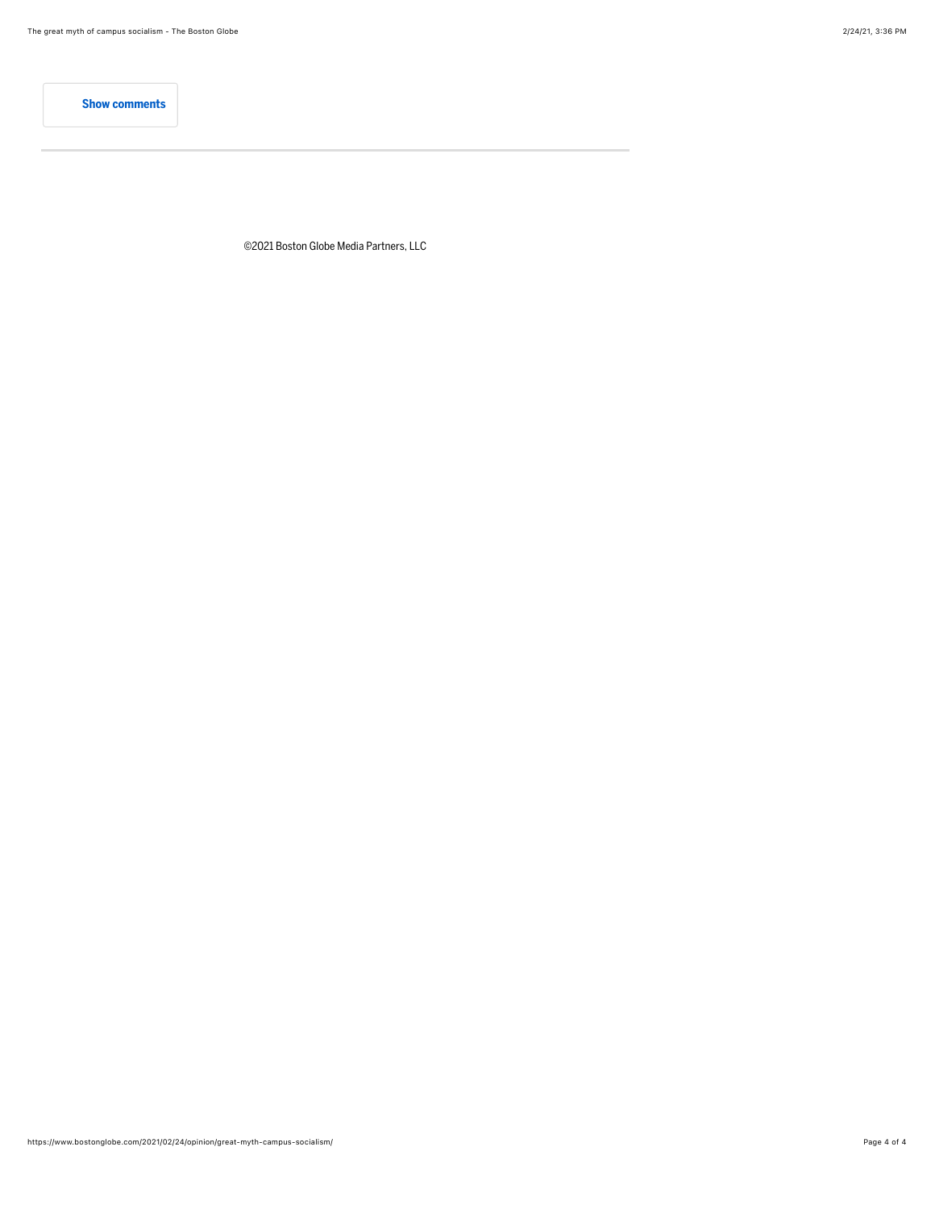Show comments

©2021 Boston Globe Media Partners, LLC